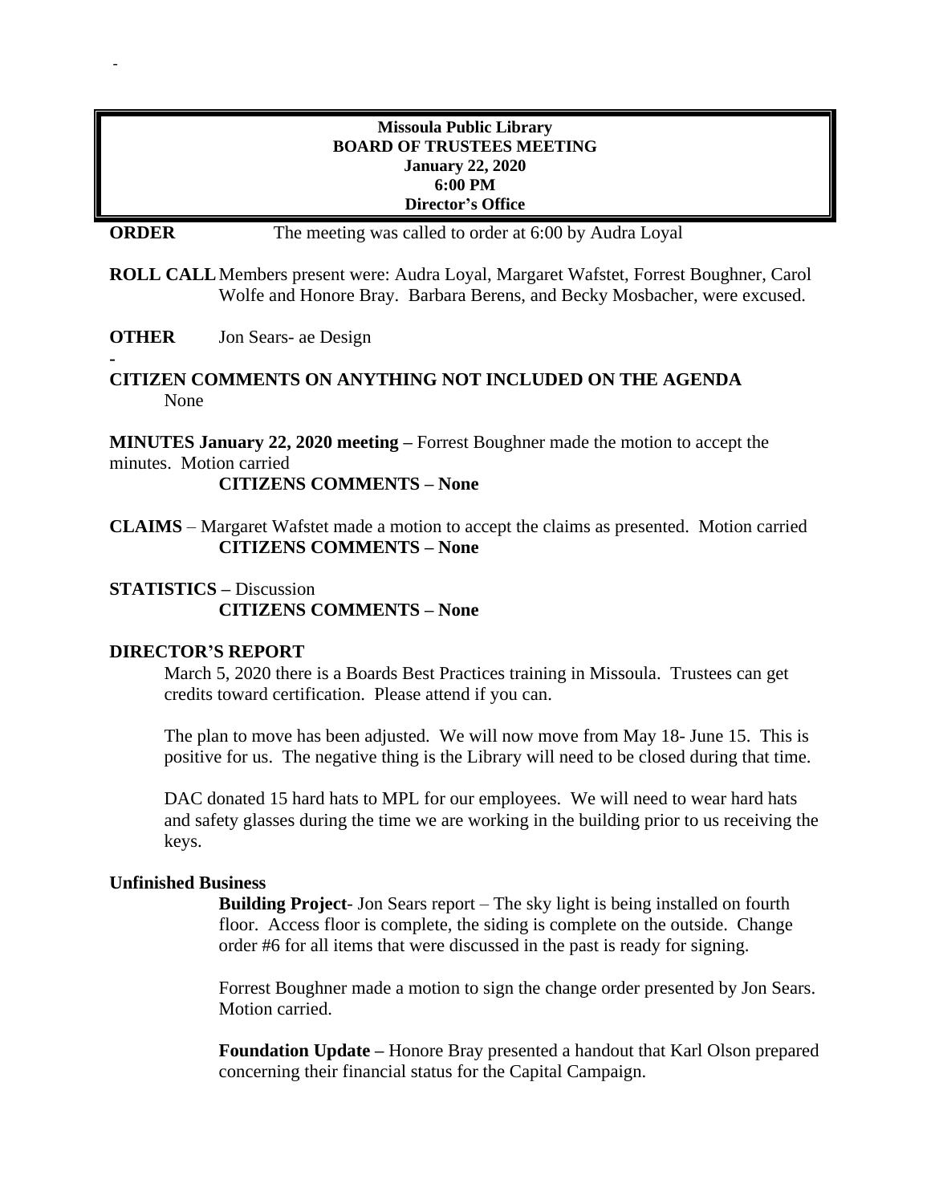**Missoula Public Library**
**BOARD OF TRUSTEES MEETING**
**January 22, 2020**
**6:00 PM**
**Director's Office**

**ORDER** The meeting was called to order at 6:00 by Audra Loyal

**ROLL CALL** Members present were: Audra Loyal, Margaret Wafstet, Forrest Boughner, Carol Wolfe and Honore Bray. Barbara Berens, and Becky Mosbacher, were excused.

**OTHER** Jon Sears- ae Design

**CITIZEN COMMENTS ON ANYTHING NOT INCLUDED ON THE AGENDA**
None

**MINUTES January 22, 2020 meeting –** Forrest Boughner made the motion to accept the minutes. Motion carried

**CITIZENS COMMENTS – None**

**CLAIMS** – Margaret Wafstet made a motion to accept the claims as presented. Motion carried

**CITIZENS COMMENTS – None**

**STATISTICS –** Discussion

**CITIZENS COMMENTS – None**

**DIRECTOR'S REPORT**

March 5, 2020 there is a Boards Best Practices training in Missoula. Trustees can get credits toward certification. Please attend if you can.

The plan to move has been adjusted. We will now move from May 18- June 15. This is positive for us. The negative thing is the Library will need to be closed during that time.

DAC donated 15 hard hats to MPL for our employees. We will need to wear hard hats and safety glasses during the time we are working in the building prior to us receiving the keys.

**Unfinished Business**

**Building Project**- Jon Sears report – The sky light is being installed on fourth floor. Access floor is complete, the siding is complete on the outside. Change order #6 for all items that were discussed in the past is ready for signing.

Forrest Boughner made a motion to sign the change order presented by Jon Sears. Motion carried.

**Foundation Update –** Honore Bray presented a handout that Karl Olson prepared concerning their financial status for the Capital Campaign.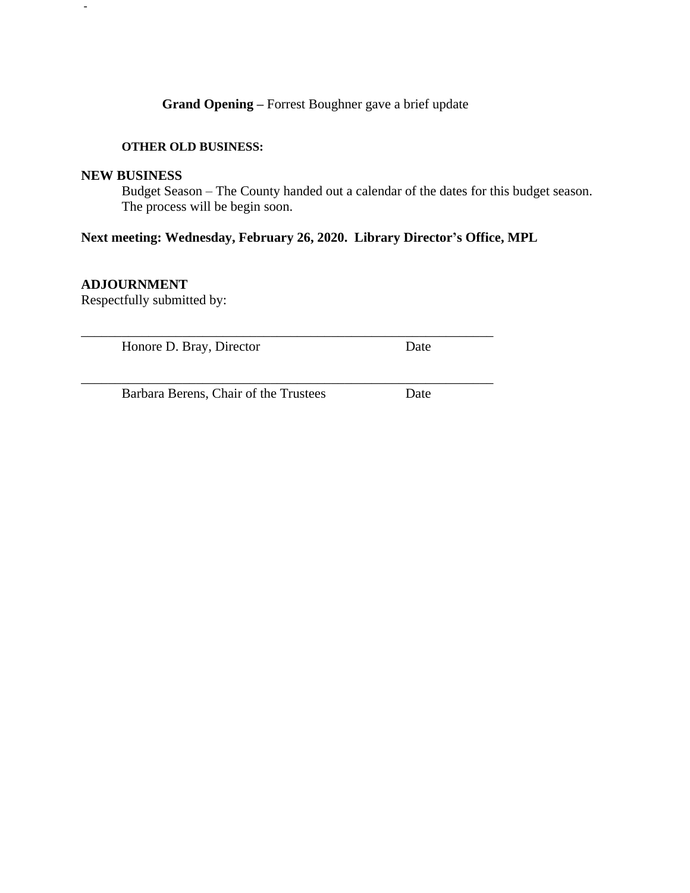-

**Grand Opening –** Forrest Boughner gave a brief update

**OTHER OLD BUSINESS:**

**NEW BUSINESS**

Budget Season – The County handed out a calendar of the dates for this budget season. The process will be begin soon.

**Next meeting: Wednesday, February 26, 2020. Library Director's Office, MPL**

**ADJOURNMENT**

Respectfully submitted by:

\_\_\_\_\_\_\_\_\_\_\_\_\_\_\_\_\_\_\_\_\_\_\_\_\_\_\_\_\_\_\_\_\_\_\_\_\_\_\_\_\_\_\_\_\_\_\_\_\_\_\_\_\_\_\_\_\_\_\_\_\_\_

Honore D. Bray, Director Date

\_\_\_\_\_\_\_\_\_\_\_\_\_\_\_\_\_\_\_\_\_\_\_\_\_\_\_\_\_\_\_\_\_\_\_\_\_\_\_\_\_\_\_\_\_\_\_\_\_\_\_\_\_\_\_\_\_\_\_\_\_\_

Barbara Berens, Chair of the Trustees Date